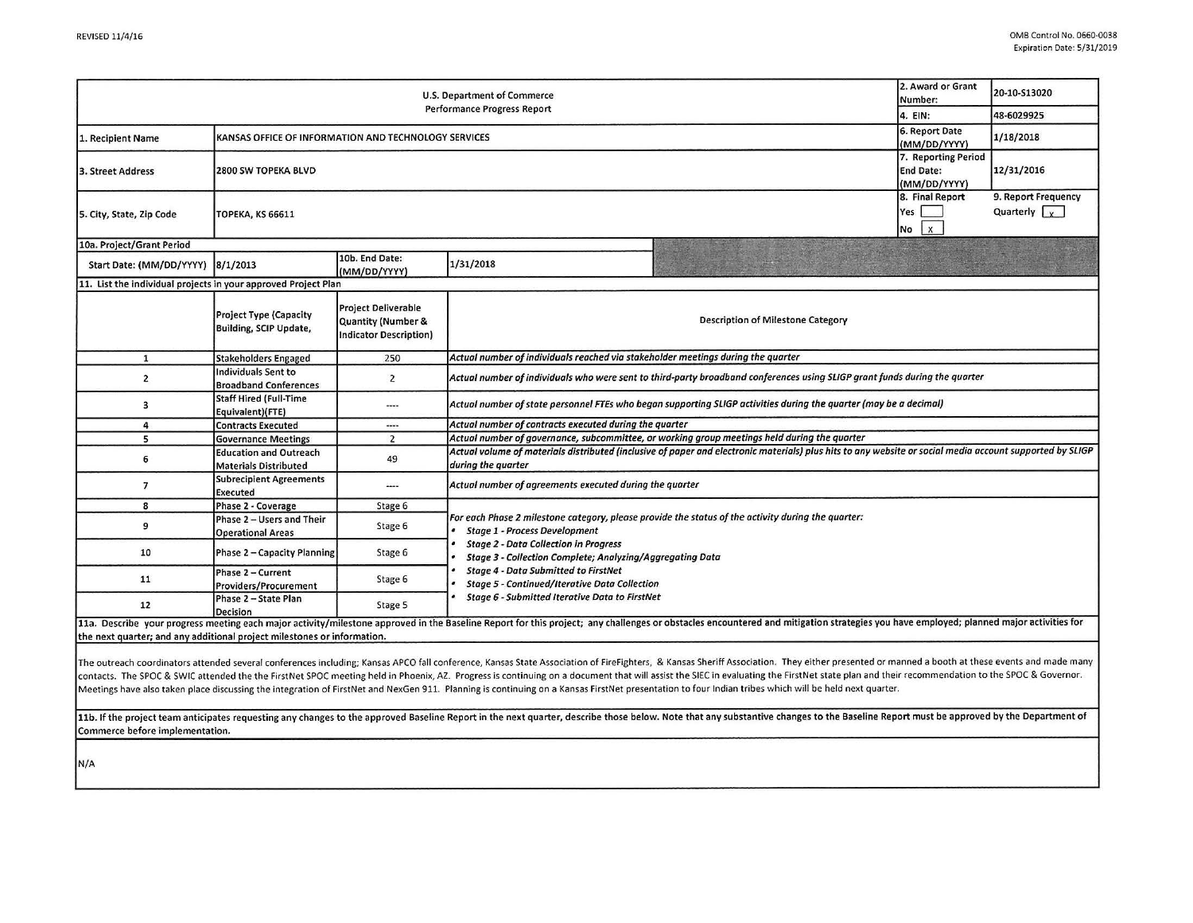REVISED 11/4/16

OMB Control No. 0660-0038
Expiration Date: 5/31/2019

| U.S. Department of Commerce Performance Progress Report | | 2. Award or Grant Number: | 20-10-S13020 |
|---|---|---|---|
| | | 4. EIN: | 48-6029925 |
| 1. Recipient Name | KANSAS OFFICE OF INFORMATION AND TECHNOLOGY SERVICES | 6. Report Date (MM/DD/YYYY) | 1/18/2018 |
| 3. Street Address | 2800 SW TOPEKA BLVD | 7. Reporting Period End Date: (MM/DD/YYYY) | 12/31/2016 |
| 5. City, State, Zip Code | TOPEKA, KS 66611 | 8. Final Report Yes [ ] No [x] | 9. Report Frequency Quarterly [x] |

**10a. Project/Grant Period**

| Start Date: (MM/DD/YYYY) | 8/1/2013 | 10b. End Date: (MM/DD/YYYY) | 1/31/2018 |
|---|---|---|---|

**11. List the individual projects in your approved Project Plan**

| | Project Type (Capacity Building, SCIP Update, | Project Deliverable Quantity (Number & Indicator Description) | Description of Milestone Category |
|---|---|---|---|
| 1 | Stakeholders Engaged | 250 | *Actual number of individuals reached via stakeholder meetings during the quarter* |
| 2 | Individuals Sent to Broadband Conferences | 2 | *Actual number of individuals who were sent to third-party broadband conferences using SLIGP grant funds during the quarter* |
| 3 | Staff Hired (Full-Time Equivalent)(FTE) | ---- | *Actual number of state personnel FTEs who began supporting SLIGP activities during the quarter (may be a decimal)* |
| 4 | Contracts Executed | ---- | *Actual number of contracts executed during the quarter* |
| 5 | Governance Meetings | 2 | *Actual number of governance, subcommittee, or working group meetings held during the quarter* |
| 6 | Education and Outreach Materials Distributed | 49 | *Actual volume of materials distributed (inclusive of paper and electronic materials) plus hits to any website or social media account supported by SLIGP during the quarter* |
| 7 | Subrecipient Agreements Executed | ---- | *Actual number of agreements executed during the quarter* |
| 8 | Phase 2 - Coverage | Stage 6 | *For each Phase 2 milestone category, please provide the status of the activity during the quarter:* <br>• *Stage 1 - Process Development* <br>• *Stage 2 - Data Collection in Progress* <br>• *Stage 3 - Collection Complete; Analyzing/Aggregating Data* <br>• *Stage 4 - Data Submitted to FirstNet* <br>• *Stage 5 - Continued/Iterative Data Collection* <br>• *Stage 6 - Submitted Iterative Data to FirstNet* |
| 9 | Phase 2 – Users and Their Operational Areas | Stage 6 | |
| 10 | Phase 2 – Capacity Planning | Stage 6 | |
| 11 | Phase 2 – Current Providers/Procurement | Stage 6 | |
| 12 | Phase 2 – State Plan Decision | Stage 5 | |

**11a. Describe your progress meeting each major activity/milestone approved in the Baseline Report for this project; any challenges or obstacles encountered and mitigation strategies you have employed; planned major activities for the next quarter; and any additional project milestones or information.**

The outreach coordinators attended several conferences including; Kansas APCO fall conference, Kansas State Association of FireFighters, & Kansas Sheriff Association. They either presented or manned a booth at these events and made many contacts. The SPOC & SWIC attended the the FirstNet SPOC meeting held in Phoenix, AZ. Progress is continuing on a document that will assist the SIEC in evaluating the FirstNet state plan and their recommendation to the SPOC & Governor. Meetings have also taken place discussing the integration of FirstNet and NexGen 911. Planning is continuing on a Kansas FirstNet presentation to four Indian tribes which will be held next quarter.

**11b. If the project team anticipates requesting any changes to the approved Baseline Report in the next quarter, describe those below. Note that any substantive changes to the Baseline Report must be approved by the Department of Commerce before implementation.**

N/A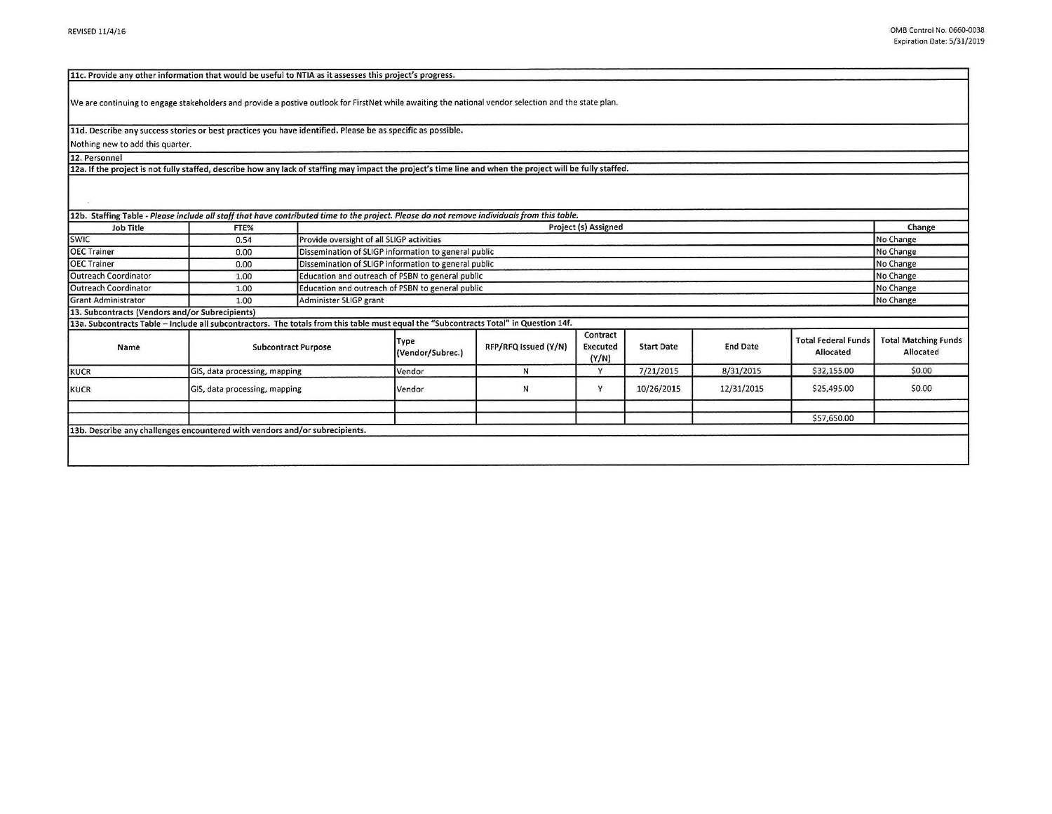**11c. Provide any other information that would be useful to NTIA as it assesses this project's progress.**

We are continuing to engage stakeholders and provide a postive outlook for FirstNet while awaiting the national vendor selection and the state plan.

**11d. Describe any success stories or best practices you have identified. Please be as specific as possible.**

Nothing new to add this quarter.

**12. Personnel**

**12a. If the project is not fully staffed, describe how any lack of staffing may impact the project's time line and when the project will be fully staffed.**

**12b. Staffing Table** - *Please include all staff that have contributed time to the project. Please do not remove individuals from this table.*

| Job Title | FTE% | Project (s) Assigned | Change |
|---|---|---|---|
| SWIC | 0.54 | Provide oversight of all SLIGP activities | No Change |
| OEC Trainer | 0.00 | Dissemination of SLIGP information to general public | No Change |
| OEC Trainer | 0.00 | Dissemination of SLIGP information to general public | No Change |
| Outreach Coordinator | 1.00 | Education and outreach of PSBN to general public | No Change |
| Outreach Coordinator | 1.00 | Education and outreach of PSBN to general public | No Change |
| Grant Administrator | 1.00 | Administer SLIGP grant | No Change |

**13. Subcontracts (Vendors and/or Subrecipients)**

**13a. Subcontracts Table – Include all subcontractors. The totals from this table must equal the "Subcontracts Total" in Question 14f.**

| Name | Subcontract Purpose | Type (Vendor/Subrec.) | RFP/RFQ Issued (Y/N) | Contract Executed (Y/N) | Start Date | End Date | Total Federal Funds Allocated | Total Matching Funds Allocated |
|---|---|---|---|---|---|---|---|---|
| KUCR | GIS, data processing, mapping | Vendor | N | Y | 7/21/2015 | 8/31/2015 | $32,155.00 | $0.00 |
| KUCR | GIS, data processing, mapping | Vendor | N | Y | 10/26/2015 | 12/31/2015 | $25,495.00 | $0.00 |
| | | | | | | | | |
| | | | | | | | $57,650.00 | |

**13b. Describe any challenges encountered with vendors and/or subrecipients.**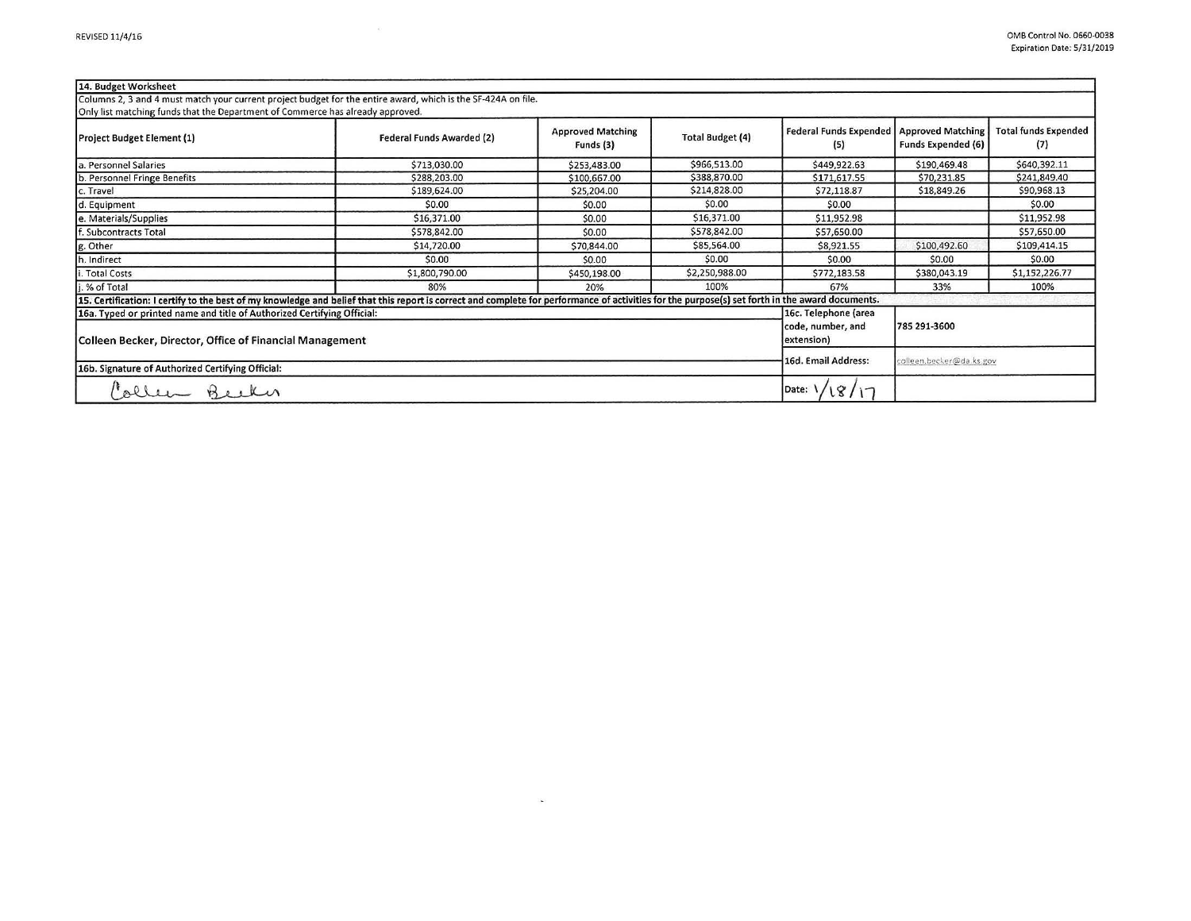**14. Budget Worksheet**

Columns 2, 3 and 4 must match your current project budget for the entire award, which is the SF-424A on file.
Only list matching funds that the Department of Commerce has already approved.

| Project Budget Element (1) | Federal Funds Awarded (2) | Approved Matching Funds (3) | Total Budget (4) | Federal Funds Expended (5) | Approved Matching Funds Expended (6) | Total funds Expended (7) |
|---|---|---|---|---|---|---|
| a. Personnel Salaries | $713,030.00 | $253,483.00 | $966,513.00 | $449,922.63 | $190,469.48 | $640,392.11 |
| b. Personnel Fringe Benefits | $288,203.00 | $100,667.00 | $388,870.00 | $171,617.55 | $70,231.85 | $241,849.40 |
| c. Travel | $189,624.00 | $25,204.00 | $214,828.00 | $72,118.87 | $18,849.26 | $90,968.13 |
| d. Equipment | $0.00 | $0.00 | $0.00 | $0.00 | | $0.00 |
| e. Materials/Supplies | $16,371.00 | $0.00 | $16,371.00 | $11,952.98 | | $11,952.98 |
| f. Subcontracts Total | $578,842.00 | $0.00 | $578,842.00 | $57,650.00 | | $57,650.00 |
| g. Other | $14,720.00 | $70,844.00 | $85,564.00 | $8,921.55 | $100,492.60 | $109,414.15 |
| h. Indirect | $0.00 | $0.00 | $0.00 | $0.00 | $0.00 | $0.00 |
| i. Total Costs | $1,800,790.00 | $450,198.00 | $2,250,988.00 | $772,183.58 | $380,043.19 | $1,152,226.77 |
| j. % of Total | 80% | 20% | 100% | 67% | 33% | 100% |

**15. Certification: I certify to the best of my knowledge and belief that this report is correct and complete for performance of activities for the purpose(s) set forth in the award documents.**

| | | |
|---|---|---|
| **16a. Typed or printed name and title of Authorized Certifying Official:** Colleen Becker, Director, Office of Financial Management | 16c. Telephone (area code, number, and extension) | 785 291-3600 |
| **16b. Signature of Authorized Certifying Official:** | 16d. Email Address: | colleen.becker@da.ks.gov |
| Colleen Becker | Date: 1/18/17 | |